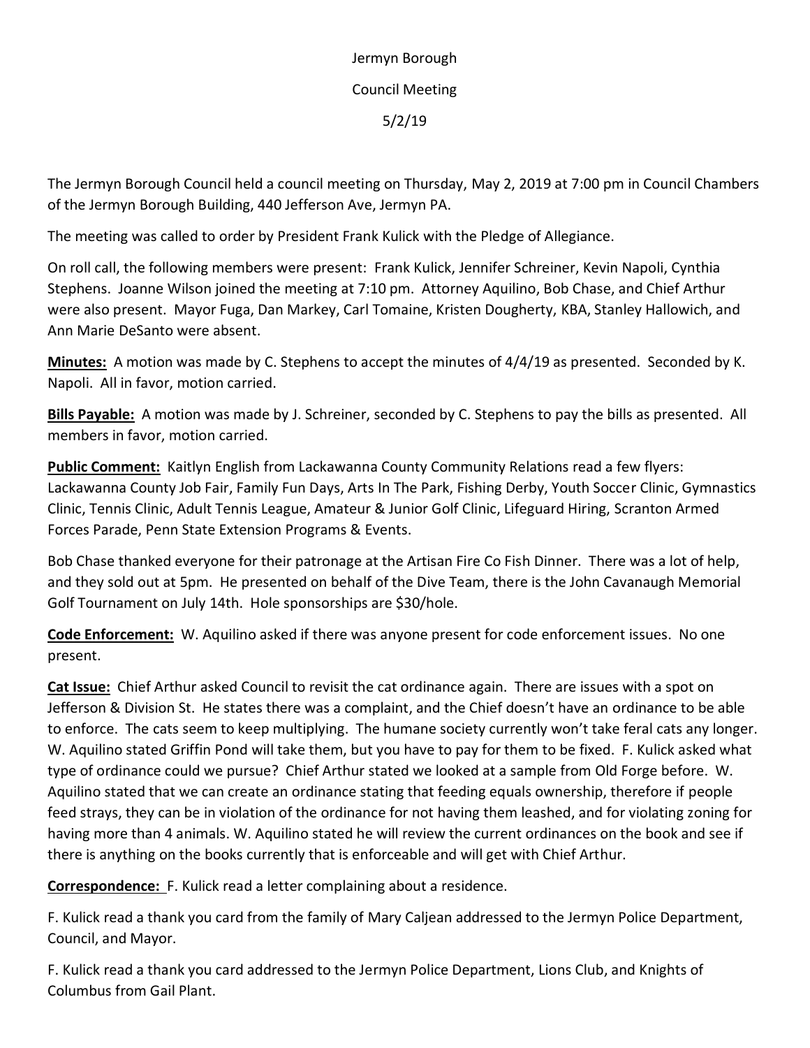Jermyn Borough

Council Meeting

5/2/19

The Jermyn Borough Council held a council meeting on Thursday, May 2, 2019 at 7:00 pm in Council Chambers of the Jermyn Borough Building, 440 Jefferson Ave, Jermyn PA.

The meeting was called to order by President Frank Kulick with the Pledge of Allegiance.

On roll call, the following members were present: Frank Kulick, Jennifer Schreiner, Kevin Napoli, Cynthia Stephens. Joanne Wilson joined the meeting at 7:10 pm. Attorney Aquilino, Bob Chase, and Chief Arthur were also present. Mayor Fuga, Dan Markey, Carl Tomaine, Kristen Dougherty, KBA, Stanley Hallowich, and Ann Marie DeSanto were absent.

**Minutes:** A motion was made by C. Stephens to accept the minutes of 4/4/19 as presented. Seconded by K. Napoli. All in favor, motion carried.

**Bills Payable:** A motion was made by J. Schreiner, seconded by C. Stephens to pay the bills as presented. All members in favor, motion carried.

**Public Comment:** Kaitlyn English from Lackawanna County Community Relations read a few flyers: Lackawanna County Job Fair, Family Fun Days, Arts In The Park, Fishing Derby, Youth Soccer Clinic, Gymnastics Clinic, Tennis Clinic, Adult Tennis League, Amateur & Junior Golf Clinic, Lifeguard Hiring, Scranton Armed Forces Parade, Penn State Extension Programs & Events.

Bob Chase thanked everyone for their patronage at the Artisan Fire Co Fish Dinner. There was a lot of help, and they sold out at 5pm. He presented on behalf of the Dive Team, there is the John Cavanaugh Memorial Golf Tournament on July 14th. Hole sponsorships are $30/hole.

**Code Enforcement:** W. Aquilino asked if there was anyone present for code enforcement issues. No one present.

**Cat Issue:** Chief Arthur asked Council to revisit the cat ordinance again. There are issues with a spot on Jefferson & Division St. He states there was a complaint, and the Chief doesn't have an ordinance to be able to enforce. The cats seem to keep multiplying. The humane society currently won't take feral cats any longer. W. Aquilino stated Griffin Pond will take them, but you have to pay for them to be fixed. F. Kulick asked what type of ordinance could we pursue? Chief Arthur stated we looked at a sample from Old Forge before. W. Aquilino stated that we can create an ordinance stating that feeding equals ownership, therefore if people feed strays, they can be in violation of the ordinance for not having them leashed, and for violating zoning for having more than 4 animals. W. Aquilino stated he will review the current ordinances on the book and see if there is anything on the books currently that is enforceable and will get with Chief Arthur.

**Correspondence:** F. Kulick read a letter complaining about a residence.

F. Kulick read a thank you card from the family of Mary Caljean addressed to the Jermyn Police Department, Council, and Mayor.

F. Kulick read a thank you card addressed to the Jermyn Police Department, Lions Club, and Knights of Columbus from Gail Plant.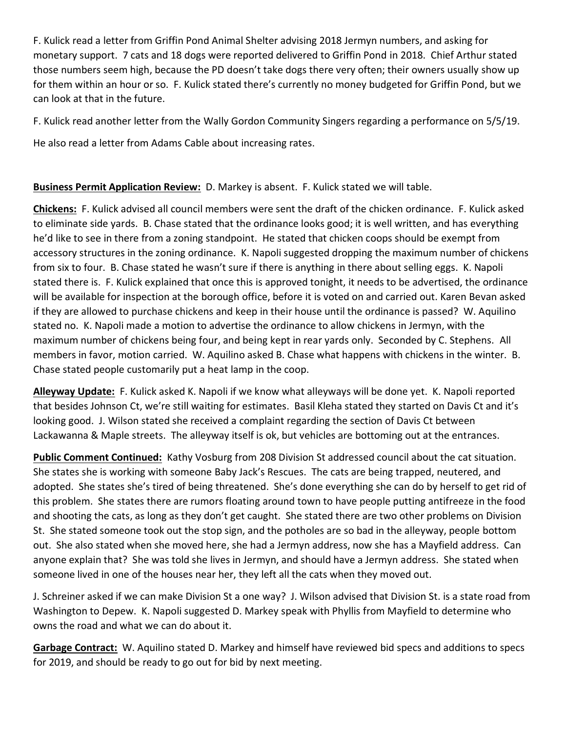F. Kulick read a letter from Griffin Pond Animal Shelter advising 2018 Jermyn numbers, and asking for monetary support. 7 cats and 18 dogs were reported delivered to Griffin Pond in 2018. Chief Arthur stated those numbers seem high, because the PD doesn't take dogs there very often; their owners usually show up for them within an hour or so. F. Kulick stated there's currently no money budgeted for Griffin Pond, but we can look at that in the future.

F. Kulick read another letter from the Wally Gordon Community Singers regarding a performance on 5/5/19.

He also read a letter from Adams Cable about increasing rates.

**Business Permit Application Review:** D. Markey is absent. F. Kulick stated we will table.

**Chickens:** F. Kulick advised all council members were sent the draft of the chicken ordinance. F. Kulick asked to eliminate side yards. B. Chase stated that the ordinance looks good; it is well written, and has everything he'd like to see in there from a zoning standpoint. He stated that chicken coops should be exempt from accessory structures in the zoning ordinance. K. Napoli suggested dropping the maximum number of chickens from six to four. B. Chase stated he wasn't sure if there is anything in there about selling eggs. K. Napoli stated there is. F. Kulick explained that once this is approved tonight, it needs to be advertised, the ordinance will be available for inspection at the borough office, before it is voted on and carried out. Karen Bevan asked if they are allowed to purchase chickens and keep in their house until the ordinance is passed? W. Aquilino stated no. K. Napoli made a motion to advertise the ordinance to allow chickens in Jermyn, with the maximum number of chickens being four, and being kept in rear yards only. Seconded by C. Stephens. All members in favor, motion carried. W. Aquilino asked B. Chase what happens with chickens in the winter. B. Chase stated people customarily put a heat lamp in the coop.

**Alleyway Update:** F. Kulick asked K. Napoli if we know what alleyways will be done yet. K. Napoli reported that besides Johnson Ct, we're still waiting for estimates. Basil Kleha stated they started on Davis Ct and it's looking good. J. Wilson stated she received a complaint regarding the section of Davis Ct between Lackawanna & Maple streets. The alleyway itself is ok, but vehicles are bottoming out at the entrances.

**Public Comment Continued:** Kathy Vosburg from 208 Division St addressed council about the cat situation. She states she is working with someone Baby Jack's Rescues. The cats are being trapped, neutered, and adopted. She states she's tired of being threatened. She's done everything she can do by herself to get rid of this problem. She states there are rumors floating around town to have people putting antifreeze in the food and shooting the cats, as long as they don't get caught. She stated there are two other problems on Division St. She stated someone took out the stop sign, and the potholes are so bad in the alleyway, people bottom out. She also stated when she moved here, she had a Jermyn address, now she has a Mayfield address. Can anyone explain that? She was told she lives in Jermyn, and should have a Jermyn address. She stated when someone lived in one of the houses near her, they left all the cats when they moved out.

J. Schreiner asked if we can make Division St a one way? J. Wilson advised that Division St. is a state road from Washington to Depew. K. Napoli suggested D. Markey speak with Phyllis from Mayfield to determine who owns the road and what we can do about it.

**Garbage Contract:** W. Aquilino stated D. Markey and himself have reviewed bid specs and additions to specs for 2019, and should be ready to go out for bid by next meeting.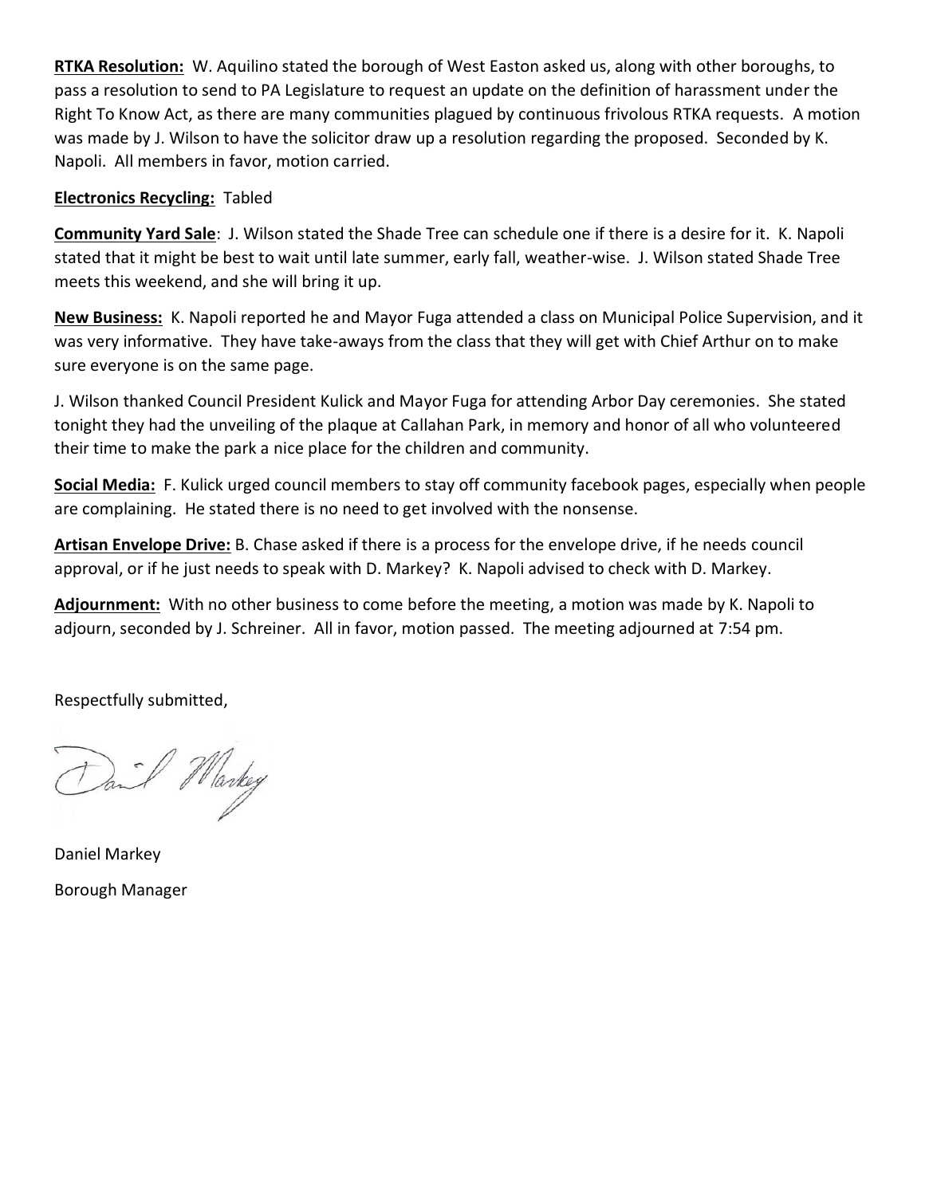**RTKA Resolution:** W. Aquilino stated the borough of West Easton asked us, along with other boroughs, to pass a resolution to send to PA Legislature to request an update on the definition of harassment under the Right To Know Act, as there are many communities plagued by continuous frivolous RTKA requests. A motion was made by J. Wilson to have the solicitor draw up a resolution regarding the proposed. Seconded by K. Napoli. All members in favor, motion carried.

**Electronics Recycling:** Tabled

**Community Yard Sale**: J. Wilson stated the Shade Tree can schedule one if there is a desire for it. K. Napoli stated that it might be best to wait until late summer, early fall, weather-wise. J. Wilson stated Shade Tree meets this weekend, and she will bring it up.

**New Business:** K. Napoli reported he and Mayor Fuga attended a class on Municipal Police Supervision, and it was very informative. They have take-aways from the class that they will get with Chief Arthur on to make sure everyone is on the same page.

J. Wilson thanked Council President Kulick and Mayor Fuga for attending Arbor Day ceremonies. She stated tonight they had the unveiling of the plaque at Callahan Park, in memory and honor of all who volunteered their time to make the park a nice place for the children and community.

**Social Media:** F. Kulick urged council members to stay off community facebook pages, especially when people are complaining. He stated there is no need to get involved with the nonsense.

**Artisan Envelope Drive:** B. Chase asked if there is a process for the envelope drive, if he needs council approval, or if he just needs to speak with D. Markey? K. Napoli advised to check with D. Markey.

**Adjournment:** With no other business to come before the meeting, a motion was made by K. Napoli to adjourn, seconded by J. Schreiner. All in favor, motion passed. The meeting adjourned at 7:54 pm.

Respectfully submitted,

Daniel Markey

Daniel Markey

Borough Manager